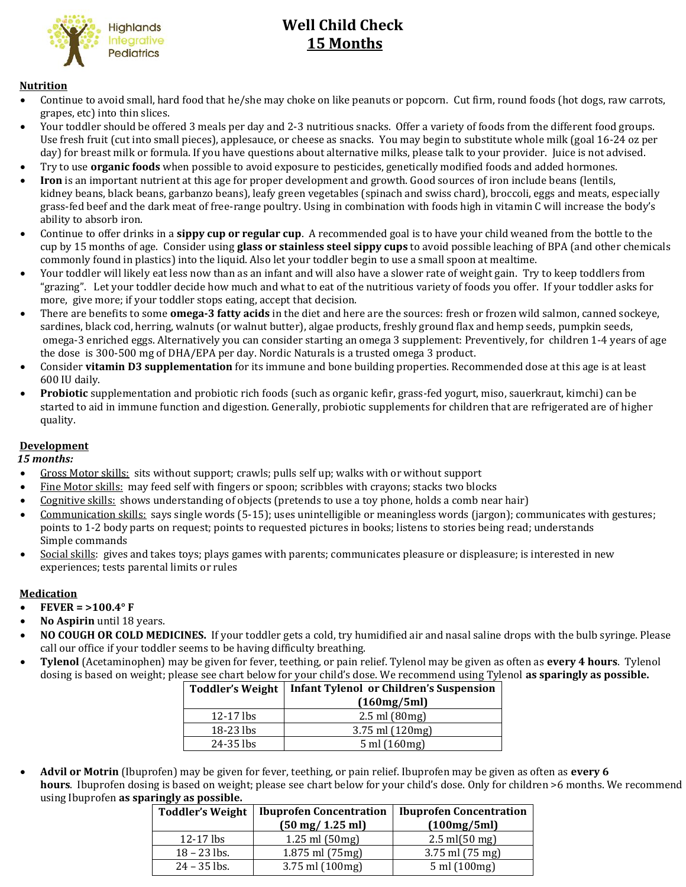Highlands Integrative Pediatrics

# Well Child Check
## 15 Months

### Nutrition

- Continue to avoid small, hard food that he/she may choke on like peanuts or popcorn. Cut firm, round foods (hot dogs, raw carrots, grapes, etc) into thin slices.
- Your toddler should be offered 3 meals per day and 2-3 nutritious snacks. Offer a variety of foods from the different food groups. Use fresh fruit (cut into small pieces), applesauce, or cheese as snacks. You may begin to substitute whole milk (goal 16-24 oz per day) for breast milk or formula. If you have questions about alternative milks, please talk to your provider. Juice is not advised.
- Try to use **organic foods** when possible to avoid exposure to pesticides, genetically modified foods and added hormones.
- **Iron** is an important nutrient at this age for proper development and growth. Good sources of iron include beans (lentils, kidney beans, black beans, garbanzo beans), leafy green vegetables (spinach and swiss chard), broccoli, eggs and meats, especially grass-fed beef and the dark meat of free-range poultry. Using in combination with foods high in vitamin C will increase the body's ability to absorb iron.
- Continue to offer drinks in a **sippy cup or regular cup**. A recommended goal is to have your child weaned from the bottle to the cup by 15 months of age. Consider using **glass or stainless steel sippy cups** to avoid possible leaching of BPA (and other chemicals commonly found in plastics) into the liquid. Also let your toddler begin to use a small spoon at mealtime.
- Your toddler will likely eat less now than as an infant and will also have a slower rate of weight gain. Try to keep toddlers from "grazing". Let your toddler decide how much and what to eat of the nutritious variety of foods you offer. If your toddler asks for more, give more; if your toddler stops eating, accept that decision.
- There are benefits to some **omega-3 fatty acids** in the diet and here are the sources: fresh or frozen wild salmon, canned sockeye, sardines, black cod, herring, walnuts (or walnut butter), algae products, freshly ground flax and hemp seeds, pumpkin seeds, omega-3 enriched eggs. Alternatively you can consider starting an omega 3 supplement: Preventively, for children 1-4 years of age the dose is 300-500 mg of DHA/EPA per day. Nordic Naturals is a trusted omega 3 product.
- Consider **vitamin D3 supplementation** for its immune and bone building properties. Recommended dose at this age is at least 600 IU daily.
- **Probiotic** supplementation and probiotic rich foods (such as organic kefir, grass-fed yogurt, miso, sauerkraut, kimchi) can be started to aid in immune function and digestion. Generally, probiotic supplements for children that are refrigerated are of higher quality.

### Development

*15 months:*

- Gross Motor skills: sits without support; crawls; pulls self up; walks with or without support
- Fine Motor skills: may feed self with fingers or spoon; scribbles with crayons; stacks two blocks
- Cognitive skills: shows understanding of objects (pretends to use a toy phone, holds a comb near hair)
- Communication skills: says single words (5-15); uses unintelligible or meaningless words (jargon); communicates with gestures; points to 1-2 body parts on request; points to requested pictures in books; listens to stories being read; understands Simple commands
- Social skills: gives and takes toys; plays games with parents; communicates pleasure or displeasure; is interested in new experiences; tests parental limits or rules

### Medication

- **FEVER = >100.4° F**
- **No Aspirin** until 18 years.
- **NO COUGH OR COLD MEDICINES.** If your toddler gets a cold, try humidified air and nasal saline drops with the bulb syringe. Please call our office if your toddler seems to be having difficulty breathing.
- **Tylenol** (Acetaminophen) may be given for fever, teething, or pain relief. Tylenol may be given as often as **every 4 hours**. Tylenol dosing is based on weight; please see chart below for your child's dose. We recommend using Tylenol **as sparingly as possible.**

| Toddler's Weight | Infant Tylenol or Children's Suspension (160mg/5ml) |
|---|---|
| 12-17 lbs | 2.5 ml (80mg) |
| 18-23 lbs | 3.75 ml (120mg) |
| 24-35 lbs | 5 ml (160mg) |

- **Advil or Motrin** (Ibuprofen) may be given for fever, teething, or pain relief. Ibuprofen may be given as often as **every 6 hours**. Ibuprofen dosing is based on weight; please see chart below for your child's dose. Only for children >6 months. We recommend using Ibuprofen **as sparingly as possible.**

| Toddler's Weight | Ibuprofen Concentration (50 mg/ 1.25 ml) | Ibuprofen Concentration (100mg/5ml) |
|---|---|---|
| 12-17 lbs | 1.25 ml (50mg) | 2.5 ml(50 mg) |
| 18 – 23 lbs. | 1.875 ml (75mg) | 3.75 ml (75 mg) |
| 24 – 35 lbs. | 3.75 ml (100mg) | 5 ml (100mg) |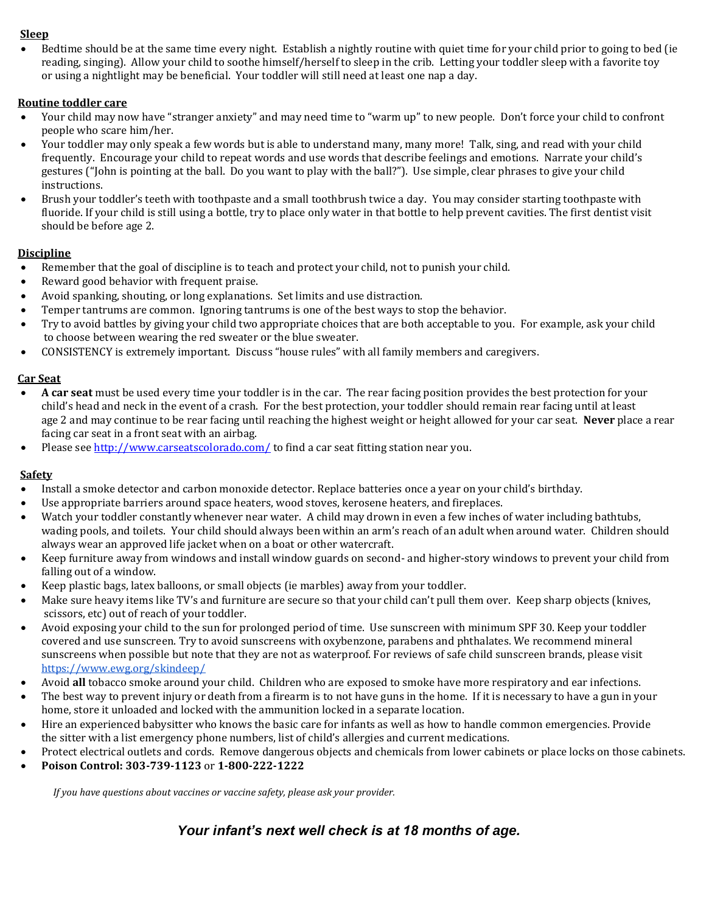## Sleep

- Bedtime should be at the same time every night. Establish a nightly routine with quiet time for your child prior to going to bed (ie reading, singing). Allow your child to soothe himself/herself to sleep in the crib. Letting your toddler sleep with a favorite toy or using a nightlight may be beneficial. Your toddler will still need at least one nap a day.

## Routine toddler care

- Your child may now have "stranger anxiety" and may need time to "warm up" to new people. Don't force your child to confront people who scare him/her.
- Your toddler may only speak a few words but is able to understand many, many more! Talk, sing, and read with your child frequently. Encourage your child to repeat words and use words that describe feelings and emotions. Narrate your child's gestures ("John is pointing at the ball. Do you want to play with the ball?"). Use simple, clear phrases to give your child instructions.
- Brush your toddler's teeth with toothpaste and a small toothbrush twice a day. You may consider starting toothpaste with fluoride. If your child is still using a bottle, try to place only water in that bottle to help prevent cavities. The first dentist visit should be before age 2.

## Discipline

- Remember that the goal of discipline is to teach and protect your child, not to punish your child.
- Reward good behavior with frequent praise.
- Avoid spanking, shouting, or long explanations. Set limits and use distraction.
- Temper tantrums are common. Ignoring tantrums is one of the best ways to stop the behavior.
- Try to avoid battles by giving your child two appropriate choices that are both acceptable to you. For example, ask your child to choose between wearing the red sweater or the blue sweater.
- CONSISTENCY is extremely important. Discuss "house rules" with all family members and caregivers.

## Car Seat

- **A car seat** must be used every time your toddler is in the car. The rear facing position provides the best protection for your child's head and neck in the event of a crash. For the best protection, your toddler should remain rear facing until at least age 2 and may continue to be rear facing until reaching the highest weight or height allowed for your car seat. **Never** place a rear facing car seat in a front seat with an airbag.
- Please see http://www.carseatscolorado.com/ to find a car seat fitting station near you.

## Safety

- Install a smoke detector and carbon monoxide detector. Replace batteries once a year on your child's birthday.
- Use appropriate barriers around space heaters, wood stoves, kerosene heaters, and fireplaces.
- Watch your toddler constantly whenever near water. A child may drown in even a few inches of water including bathtubs, wading pools, and toilets. Your child should always been within an arm's reach of an adult when around water. Children should always wear an approved life jacket when on a boat or other watercraft.
- Keep furniture away from windows and install window guards on second- and higher-story windows to prevent your child from falling out of a window.
- Keep plastic bags, latex balloons, or small objects (ie marbles) away from your toddler.
- Make sure heavy items like TV's and furniture are secure so that your child can't pull them over. Keep sharp objects (knives, scissors, etc) out of reach of your toddler.
- Avoid exposing your child to the sun for prolonged period of time. Use sunscreen with minimum SPF 30. Keep your toddler covered and use sunscreen. Try to avoid sunscreens with oxybenzone, parabens and phthalates. We recommend mineral sunscreens when possible but note that they are not as waterproof. For reviews of safe child sunscreen brands, please visit https://www.ewg.org/skindeep/
- Avoid **all** tobacco smoke around your child. Children who are exposed to smoke have more respiratory and ear infections.
- The best way to prevent injury or death from a firearm is to not have guns in the home. If it is necessary to have a gun in your home, store it unloaded and locked with the ammunition locked in a separate location.
- Hire an experienced babysitter who knows the basic care for infants as well as how to handle common emergencies. Provide the sitter with a list emergency phone numbers, list of child's allergies and current medications.
- Protect electrical outlets and cords. Remove dangerous objects and chemicals from lower cabinets or place locks on those cabinets.
- **Poison Control: 303-739-1123** or **1-800-222-1222**

*If you have questions about vaccines or vaccine safety, please ask your provider.*

***Your infant's next well check is at 18 months of age.***